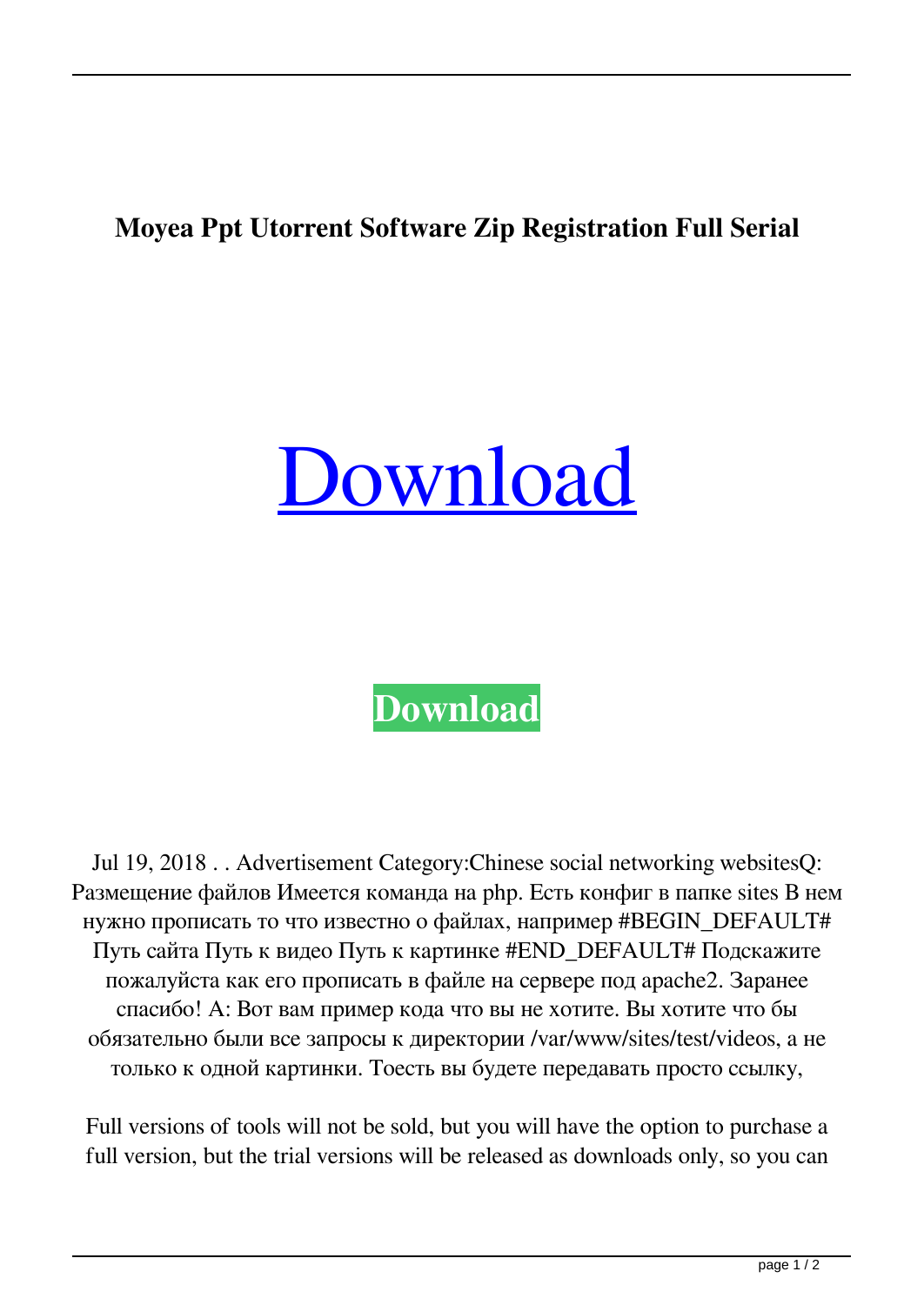**Moyea Ppt Utorrent Software Zip Registration Full Serial**

# Download

**Download**

Jul 19, 2018 . . Advertisement Category:Chinese social networking websitesQ: Размещение файлов Имеется команда на php. Есть конфиг в папке sites В нем нужно прописать то что известно о файлах, например #BEGIN_DEFAULT# Путь сайта Путь к видео Путь к картинке #END_DEFAULT# Подскажите пожалуйста как его прописать в файле на сервере под apache2. Заранее спасибо! A: Вот вам пример кода что вы не хотите. Вы хотите что бы обязательно были все запросы к директории /var/www/sites/test/videos, а не только к одной картинки. Тоесть вы будете передавать просто ссылку,

Full versions of tools will not be sold, but you will have the option to purchase a full version, but the trial versions will be released as downloads only, so you can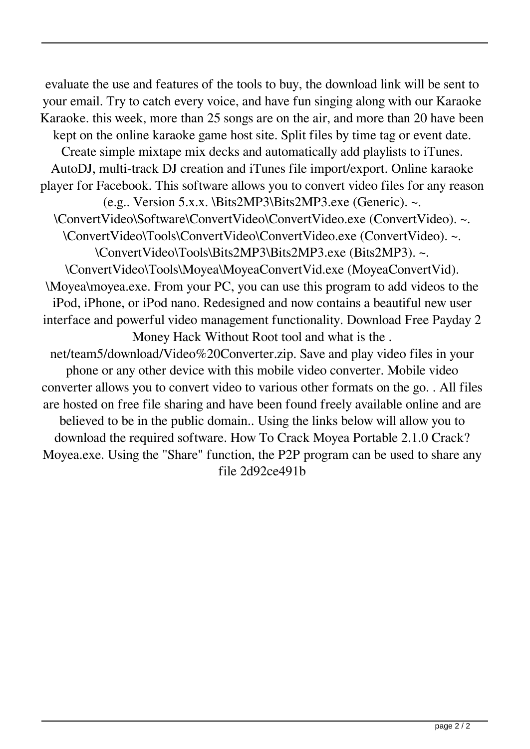evaluate the use and features of the tools to buy, the download link will be sent to your email. Try to catch every voice, and have fun singing along with our Karaoke Karaoke. this week, more than 25 songs are on the air, and more than 20 have been kept on the online karaoke game host site. Split files by time tag or event date. Create simple mixtape mix decks and automatically add playlists to iTunes. AutoDJ, multi-track DJ creation and iTunes file import/export. Online karaoke player for Facebook. This software allows you to convert video files for any reason (e.g.. Version 5.x.x. \Bits2MP3\Bits2MP3.exe (Generic). ~. \ConvertVideo\Software\ConvertVideo\ConvertVideo.exe (ConvertVideo). ~. \ConvertVideo\Tools\ConvertVideo\ConvertVideo.exe (ConvertVideo). ~. \ConvertVideo\Tools\Bits2MP3\Bits2MP3.exe (Bits2MP3). ~. \ConvertVideo\Tools\Moyea\MoyeaConvertVid.exe (MoyeaConvertVid). \Moyea\moyea.exe. From your PC, you can use this program to add videos to the iPod, iPhone, or iPod nano. Redesigned and now contains a beautiful new user interface and powerful video management functionality. Download Free Payday 2 Money Hack Without Root tool and what is the . net/team5/download/Video%20Converter.zip. Save and play video files in your phone or any other device with this mobile video converter. Mobile video converter allows you to convert video to various other formats on the go. . All files are hosted on free file sharing and have been found freely available online and are believed to be in the public domain.. Using the links below will allow you to download the required software. How To Crack Moyea Portable 2.1.0 Crack? Moyea.exe. Using the "Share" function, the P2P program can be used to share any file 2d92ce491b